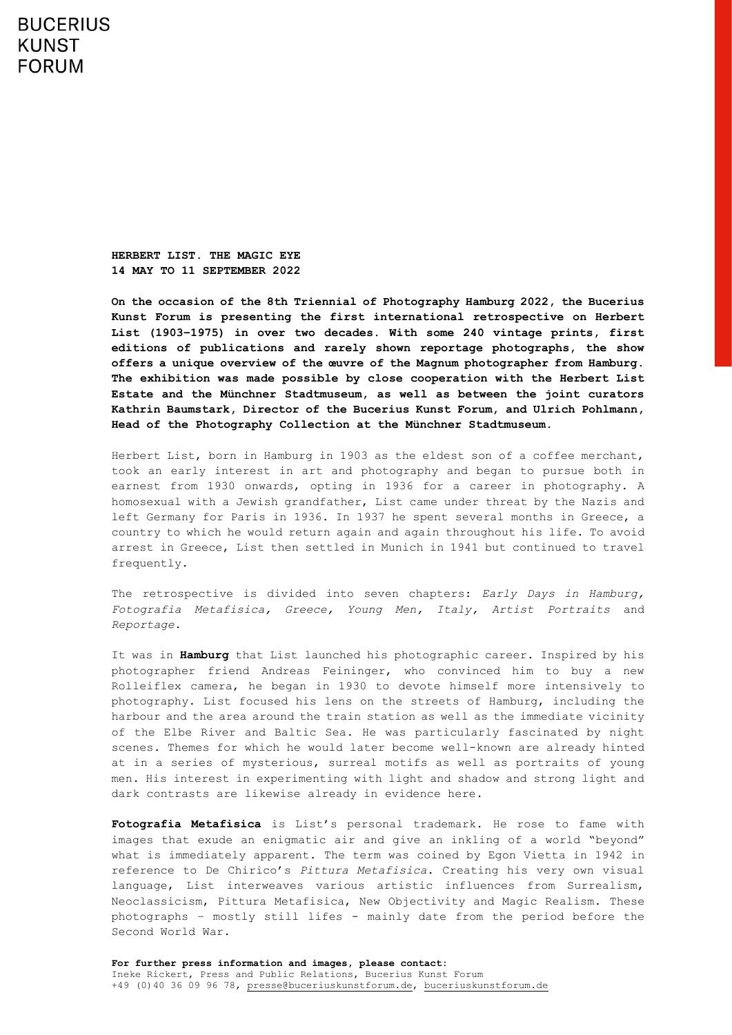BUCERIUS KUNST FORUM

**HERBERT LIST. THE MAGIC EYE**
**14 MAY TO 11 SEPTEMBER 2022**

**On the occasion of the 8th Triennial of Photography Hamburg 2022, the Bucerius Kunst Forum is presenting the first international retrospective on Herbert List (1903–1975) in over two decades. With some 240 vintage prints, first editions of publications and rarely shown reportage photographs, the show offers a unique overview of the œuvre of the Magnum photographer from Hamburg. The exhibition was made possible by close cooperation with the Herbert List Estate and the Münchner Stadtmuseum, as well as between the joint curators Kathrin Baumstark, Director of the Bucerius Kunst Forum, and Ulrich Pohlmann, Head of the Photography Collection at the Münchner Stadtmuseum.**

Herbert List, born in Hamburg in 1903 as the eldest son of a coffee merchant, took an early interest in art and photography and began to pursue both in earnest from 1930 onwards, opting in 1936 for a career in photography. A homosexual with a Jewish grandfather, List came under threat by the Nazis and left Germany for Paris in 1936. In 1937 he spent several months in Greece, a country to which he would return again and again throughout his life. To avoid arrest in Greece, List then settled in Munich in 1941 but continued to travel frequently.

The retrospective is divided into seven chapters: *Early Days in Hamburg, Fotografia Metafisica, Greece, Young Men, Italy, Artist Portraits* and *Reportage.*

It was in **Hamburg** that List launched his photographic career. Inspired by his photographer friend Andreas Feininger, who convinced him to buy a new Rolleiflex camera, he began in 1930 to devote himself more intensively to photography. List focused his lens on the streets of Hamburg, including the harbour and the area around the train station as well as the immediate vicinity of the Elbe River and Baltic Sea. He was particularly fascinated by night scenes. Themes for which he would later become well-known are already hinted at in a series of mysterious, surreal motifs as well as portraits of young men. His interest in experimenting with light and shadow and strong light and dark contrasts are likewise already in evidence here.

**Fotografia Metafisica** is List's personal trademark. He rose to fame with images that exude an enigmatic air and give an inkling of a world "beyond" what is immediately apparent. The term was coined by Egon Vietta in 1942 in reference to De Chirico's *Pittura Metafisica*. Creating his very own visual language, List interweaves various artistic influences from Surrealism, Neoclassicism, Pittura Metafisica, New Objectivity and Magic Realism. These photographs – mostly still lifes - mainly date from the period before the Second World War.

**For further press information and images, please contact:**
Ineke Rickert, Press and Public Relations, Bucerius Kunst Forum
+49 (0)40 36 09 96 78, presse@buceriuskunstforum.de, buceriuskunstforum.de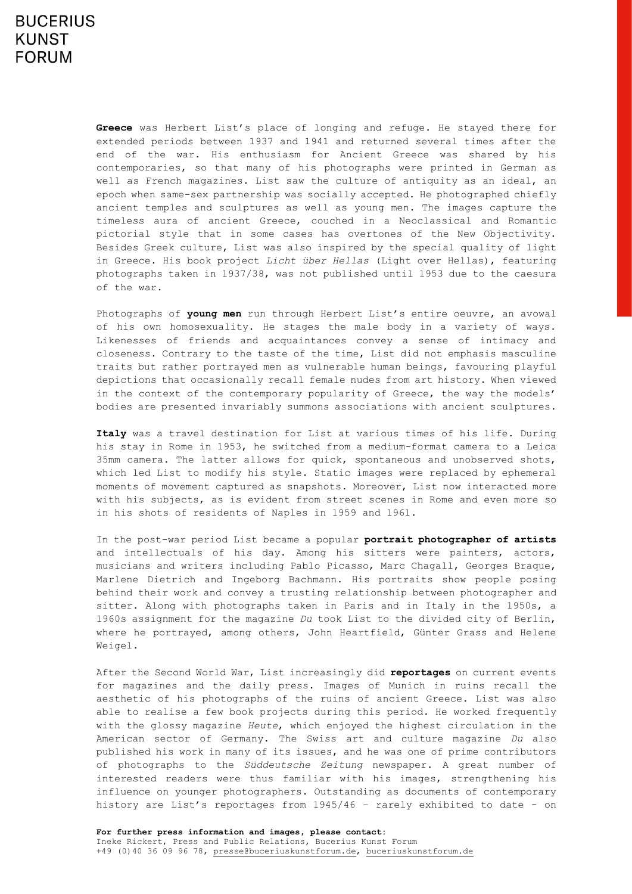**Greece** was Herbert List's place of longing and refuge. He stayed there for extended periods between 1937 and 1941 and returned several times after the end of the war. His enthusiasm for Ancient Greece was shared by his contemporaries, so that many of his photographs were printed in German as well as French magazines. List saw the culture of antiquity as an ideal, an epoch when same-sex partnership was socially accepted. He photographed chiefly ancient temples and sculptures as well as young men. The images capture the timeless aura of ancient Greece, couched in a Neoclassical and Romantic pictorial style that in some cases has overtones of the New Objectivity. Besides Greek culture, List was also inspired by the special quality of light in Greece. His book project *Licht über Hellas* (Light over Hellas), featuring photographs taken in 1937/38, was not published until 1953 due to the caesura of the war.

Photographs of **young men** run through Herbert List's entire oeuvre, an avowal of his own homosexuality. He stages the male body in a variety of ways. Likenesses of friends and acquaintances convey a sense of intimacy and closeness. Contrary to the taste of the time, List did not emphasis masculine traits but rather portrayed men as vulnerable human beings, favouring playful depictions that occasionally recall female nudes from art history. When viewed in the context of the contemporary popularity of Greece, the way the models' bodies are presented invariably summons associations with ancient sculptures.

**Italy** was a travel destination for List at various times of his life. During his stay in Rome in 1953, he switched from a medium-format camera to a Leica 35mm camera. The latter allows for quick, spontaneous and unobserved shots, which led List to modify his style. Static images were replaced by ephemeral moments of movement captured as snapshots. Moreover, List now interacted more with his subjects, as is evident from street scenes in Rome and even more so in his shots of residents of Naples in 1959 and 1961.

In the post-war period List became a popular **portrait photographer of artists** and intellectuals of his day. Among his sitters were painters, actors, musicians and writers including Pablo Picasso, Marc Chagall, Georges Braque, Marlene Dietrich and Ingeborg Bachmann. His portraits show people posing behind their work and convey a trusting relationship between photographer and sitter. Along with photographs taken in Paris and in Italy in the 1950s, a 1960s assignment for the magazine *Du* took List to the divided city of Berlin, where he portrayed, among others, John Heartfield, Günter Grass and Helene Weigel.

After the Second World War, List increasingly did **reportages** on current events for magazines and the daily press. Images of Munich in ruins recall the aesthetic of his photographs of the ruins of ancient Greece. List was also able to realise a few book projects during this period. He worked frequently with the glossy magazine *Heute*, which enjoyed the highest circulation in the American sector of Germany. The Swiss art and culture magazine *Du* also published his work in many of its issues, and he was one of prime contributors of photographs to the *Süddeutsche Zeitung* newspaper. A great number of interested readers were thus familiar with his images, strengthening his influence on younger photographers. Outstanding as documents of contemporary history are List's reportages from 1945/46 – rarely exhibited to date - on

**For further press information and images, please contact:**
Ineke Rickert, Press and Public Relations, Bucerius Kunst Forum
+49 (0)40 36 09 96 78, presse@buceriuskunstforum.de, buceriuskunstforum.de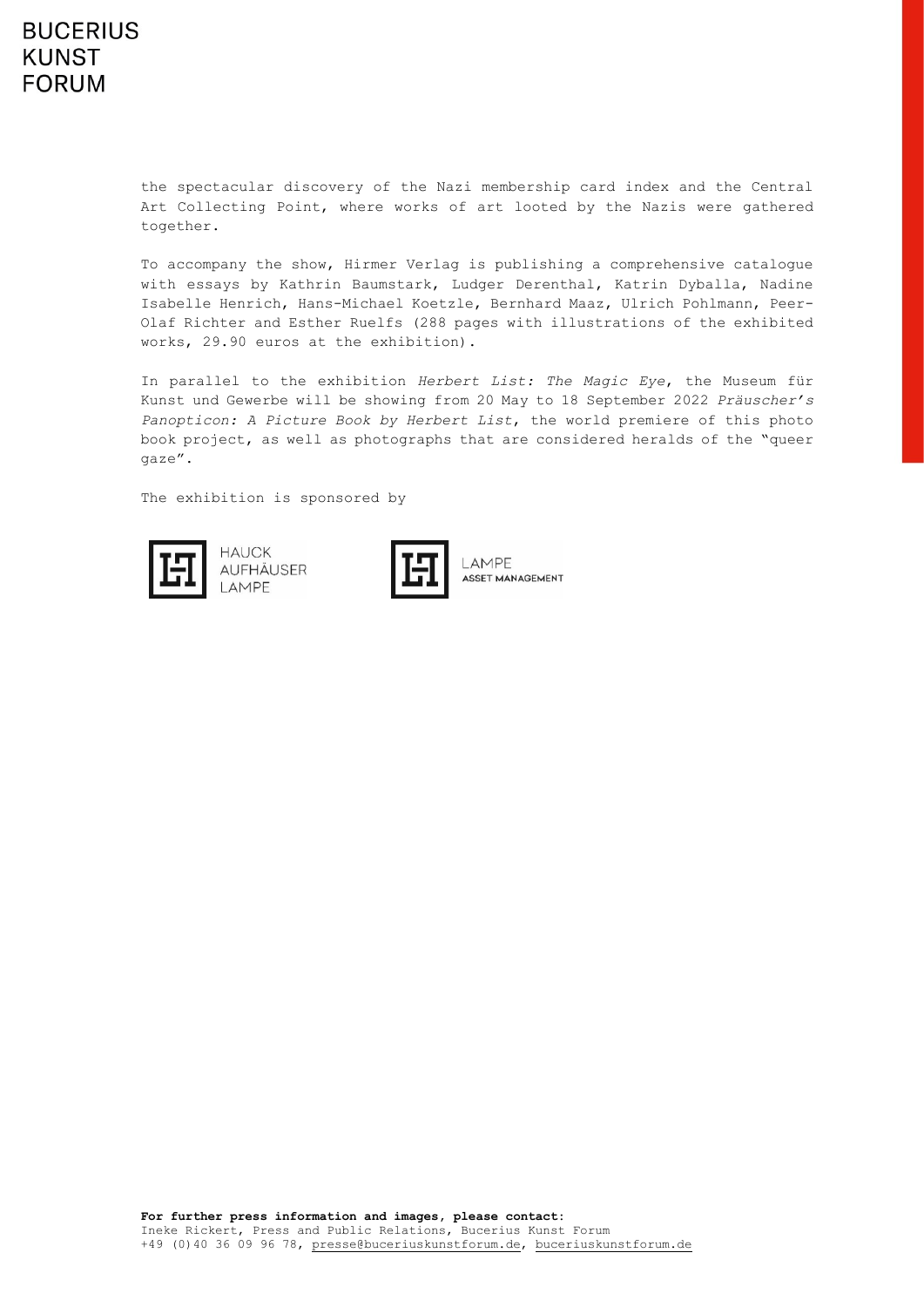the spectacular discovery of the Nazi membership card index and the Central Art Collecting Point, where works of art looted by the Nazis were gathered together.

To accompany the show, Hirmer Verlag is publishing a comprehensive catalogue with essays by Kathrin Baumstark, Ludger Derenthal, Katrin Dyballa, Nadine Isabelle Henrich, Hans-Michael Koetzle, Bernhard Maaz, Ulrich Pohlmann, Peer-Olaf Richter and Esther Ruelfs (288 pages with illustrations of the exhibited works, 29.90 euros at the exhibition).

In parallel to the exhibition *Herbert List: The Magic Eye*, the Museum für Kunst und Gewerbe will be showing from 20 May to 18 September 2022 *Präuscher's Panopticon: A Picture Book by Herbert List*, the world premiere of this photo book project, as well as photographs that are considered heralds of the "queer gaze".

The exhibition is sponsored by

HAUCK AUFHÄUSER LAMPE

LAMPE ASSET MANAGEMENT

**For further press information and images, please contact:**
Ineke Rickert, Press and Public Relations, Bucerius Kunst Forum
+49 (0)40 36 09 96 78, presse@buceriuskunstforum.de, buceriuskunstforum.de